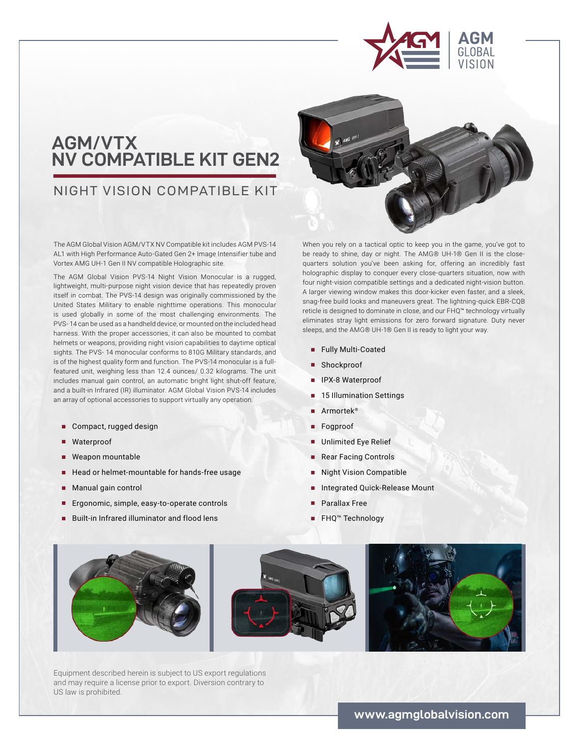# AGM/VTX NV COMPATIBLE KIT GEN2

## NIGHT VISION COMPATIBLE KIT

The AGM Global Vision AGM/VTX NV Compatible kit includes AGM PVS-14 AL1 with High Performance Auto-Gated Gen 2+ Image Intensifier tube and Vortex AMG UH-1 Gen II NV compatible Holographic site.

The AGM Global Vision PVS-14 Night Vision Monocular is a rugged, lightweight, multi-purpose night vision device that has repeatedly proven itself in combat. The PVS-14 design was originally commissioned by the United States Military to enable nighttime operations. This monocular is used globally in some of the most challenging environments. The PVS-14 can be used as a handheld device, or mounted on the included head harness. With the proper accessories, it can also be mounted to combat helmets or weapons, providing night vision capabilities to daytime optical sights. The PVS- 14 monocular conforms to 810G Military standards, and is of the highest quality form and function. The PVS-14 monocular is a full-featured unit, weighing less than 12.4 ounces/ 0.32 kilograms. The unit includes manual gain control, an automatic bright light shut-off feature, and a built-in Infrared (IR) illuminator. AGM Global Vision PVS-14 includes an array of optional accessories to support virtually any operation.

- Compact, rugged design
- Waterproof
- Weapon mountable
- Head or helmet-mountable for hands-free usage
- Manual gain control
- Ergonomic, simple, easy-to-operate controls
- Built-in Infrared illuminator and flood lens

When you rely on a tactical optic to keep you in the game, you've got to be ready to shine, day or night. The AMG® UH-1® Gen II is the close-quarters solution you've been asking for, offering an incredibly fast holographic display to conquer every close-quarters situation, now with four night-vision compatible settings and a dedicated night-vision button. A larger viewing window makes this door-kicker even faster, and a sleek, snag-free build looks and maneuvers great. The lightning-quick EBR-CQB reticle is designed to dominate in close, and our FHQ™ technology virtually eliminates stray light emissions for zero forward signature. Duty never sleeps, and the AMG® UH-1® Gen II is ready to light your way.

- Fully Multi-Coated
- Shockproof
- IPX-8 Waterproof
- 15 Illumination Settings
- Armortek®
- Fogproof
- Unlimited Eye Relief
- Rear Facing Controls
- Night Vision Compatible
- Integrated Quick-Release Mount
- Parallax Free
- FHQ™ Technology

Equipment described herein is subject to US export regulations and may require a license prior to export. Diversion contrary to US law is prohibited.

www.agmglobalvision.com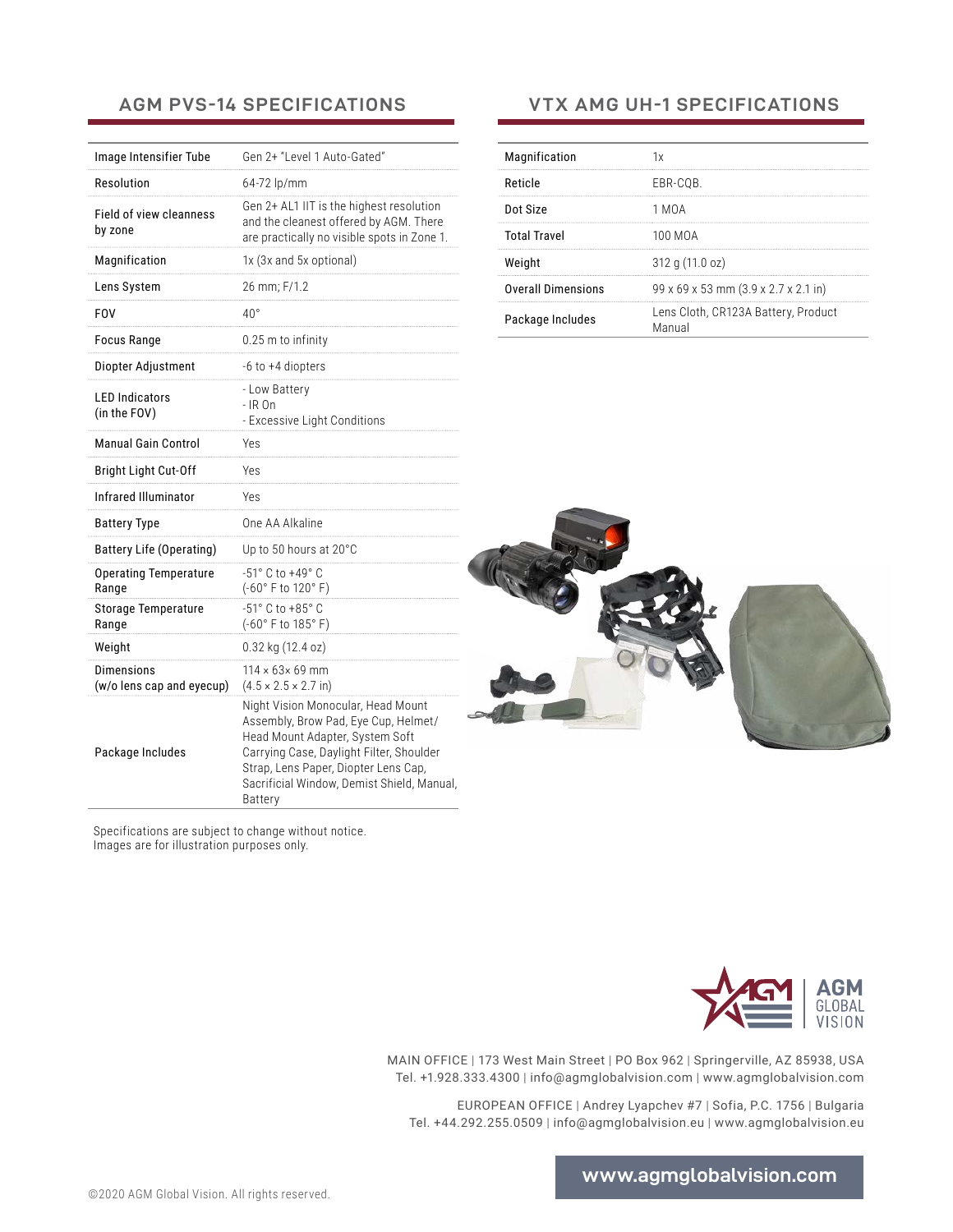## AGM PVS-14 SPECIFICATIONS

| | |
|---|---|
| Image Intensifier Tube | Gen 2+ "Level 1 Auto-Gated" |
| Resolution | 64-72 lp/mm |
| Field of view cleanness by zone | Gen 2+ AL1 IIT is the highest resolution and the cleanest offered by AGM. There are practically no visible spots in Zone 1. |
| Magnification | 1x (3x and 5x optional) |
| Lens System | 26 mm; F/1.2 |
| FOV | 40° |
| Focus Range | 0.25 m to infinity |
| Diopter Adjustment | -6 to +4 diopters |
| LED Indicators (in the FOV) | - Low Battery<br>- IR On<br>- Excessive Light Conditions |
| Manual Gain Control | Yes |
| Bright Light Cut-Off | Yes |
| Infrared Illuminator | Yes |
| Battery Type | One AA Alkaline |
| Battery Life (Operating) | Up to 50 hours at 20°C |
| Operating Temperature Range | -51° C to +49° C<br>(-60° F to 120° F) |
| Storage Temperature Range | -51° C to +85° C<br>(-60° F to 185° F) |
| Weight | 0.32 kg (12.4 oz) |
| Dimensions (w/o lens cap and eyecup) | 114 × 63× 69 mm<br>(4.5 × 2.5 × 2.7 in) |
| Package Includes | Night Vision Monocular, Head Mount Assembly, Brow Pad, Eye Cup, Helmet/ Head Mount Adapter, System Soft Carrying Case, Daylight Filter, Shoulder Strap, Lens Paper, Diopter Lens Cap, Sacrificial Window, Demist Shield, Manual, Battery |

Specifications are subject to change without notice.
Images are for illustration purposes only.

## VTX AMG UH-1 SPECIFICATIONS

| | |
|---|---|
| Magnification | 1x |
| Reticle | EBR-CQB. |
| Dot Size | 1 MOA |
| Total Travel | 100 MOA |
| Weight | 312 g (11.0 oz) |
| Overall Dimensions | 99 x 69 x 53 mm (3.9 x 2.7 x 2.1 in) |
| Package Includes | Lens Cloth, CR123A Battery, Product Manual |

AGM GLOBAL VISION

MAIN OFFICE | 173 West Main Street | PO Box 962 | Springerville, AZ 85938, USA
Tel. +1.928.333.4300 | info@agmglobalvision.com | www.agmglobalvision.com

EUROPEAN OFFICE | Andrey Lyapchev #7 | Sofia, P.C. 1756 | Bulgaria
Tel. +44.292.255.0509 | info@agmglobalvision.eu | www.agmglobalvision.eu

©2020 AGM Global Vision. All rights reserved.

www.agmglobalvision.com